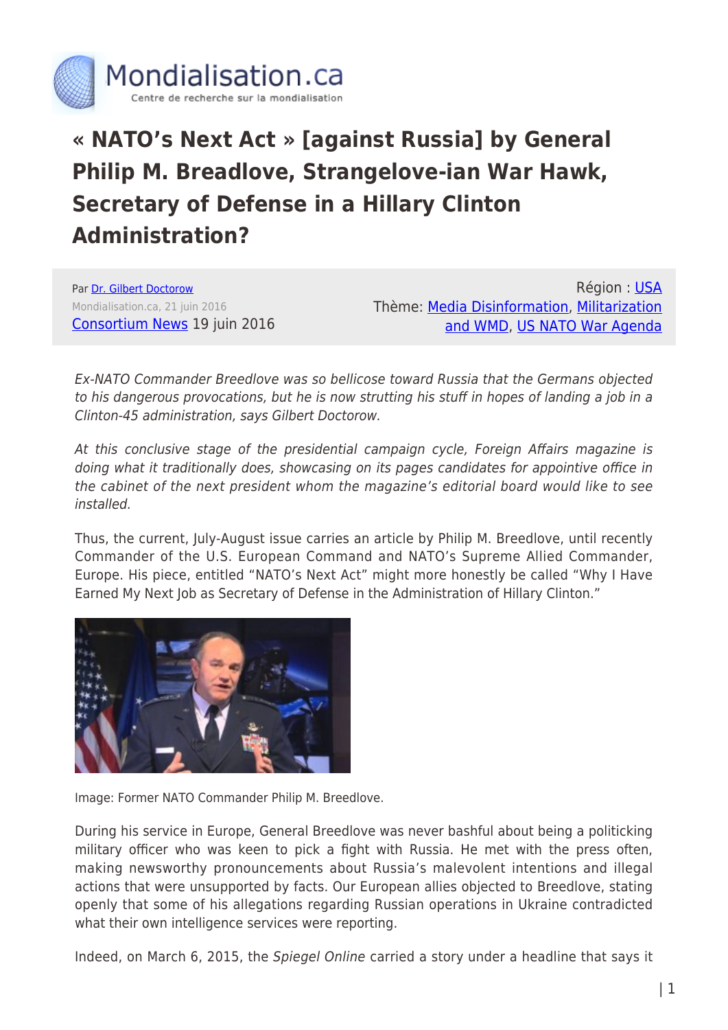# « NATO's Next Act » [against Russia] by General Philip M. Breedlove, Strangelove-ian War Hawk, Secretary of Defense in a Hillary Clinton Administration?

Par Dr. Gilbert Doctorow
Mondialisation.ca, 21 juin 2016
Consortium News 19 juin 2016

Région : USA
Thème: Media Disinformation, Militarization and WMD, US NATO War Agenda

*Ex-NATO Commander Breedlove was so bellicose toward Russia that the Germans objected to his dangerous provocations, but he is now strutting his stuff in hopes of landing a job in a Clinton-45 administration, says Gilbert Doctorow.*

*At this conclusive stage of the presidential campaign cycle, Foreign Affairs magazine is doing what it traditionally does, showcasing on its pages candidates for appointive office in the cabinet of the next president whom the magazine's editorial board would like to see installed.*

Thus, the current, July-August issue carries an article by Philip M. Breedlove, until recently Commander of the U.S. European Command and NATO's Supreme Allied Commander, Europe. His piece, entitled "NATO's Next Act" might more honestly be called "Why I Have Earned My Next Job as Secretary of Defense in the Administration of Hillary Clinton."

Image: Former NATO Commander Philip M. Breedlove.

During his service in Europe, General Breedlove was never bashful about being a politicking military officer who was keen to pick a fight with Russia. He met with the press often, making newsworthy pronouncements about Russia's malevolent intentions and illegal actions that were unsupported by facts. Our European allies objected to Breedlove, stating openly that some of his allegations regarding Russian operations in Ukraine contradicted what their own intelligence services were reporting.

Indeed, on March 6, 2015, the *Spiegel Online* carried a story under a headline that says it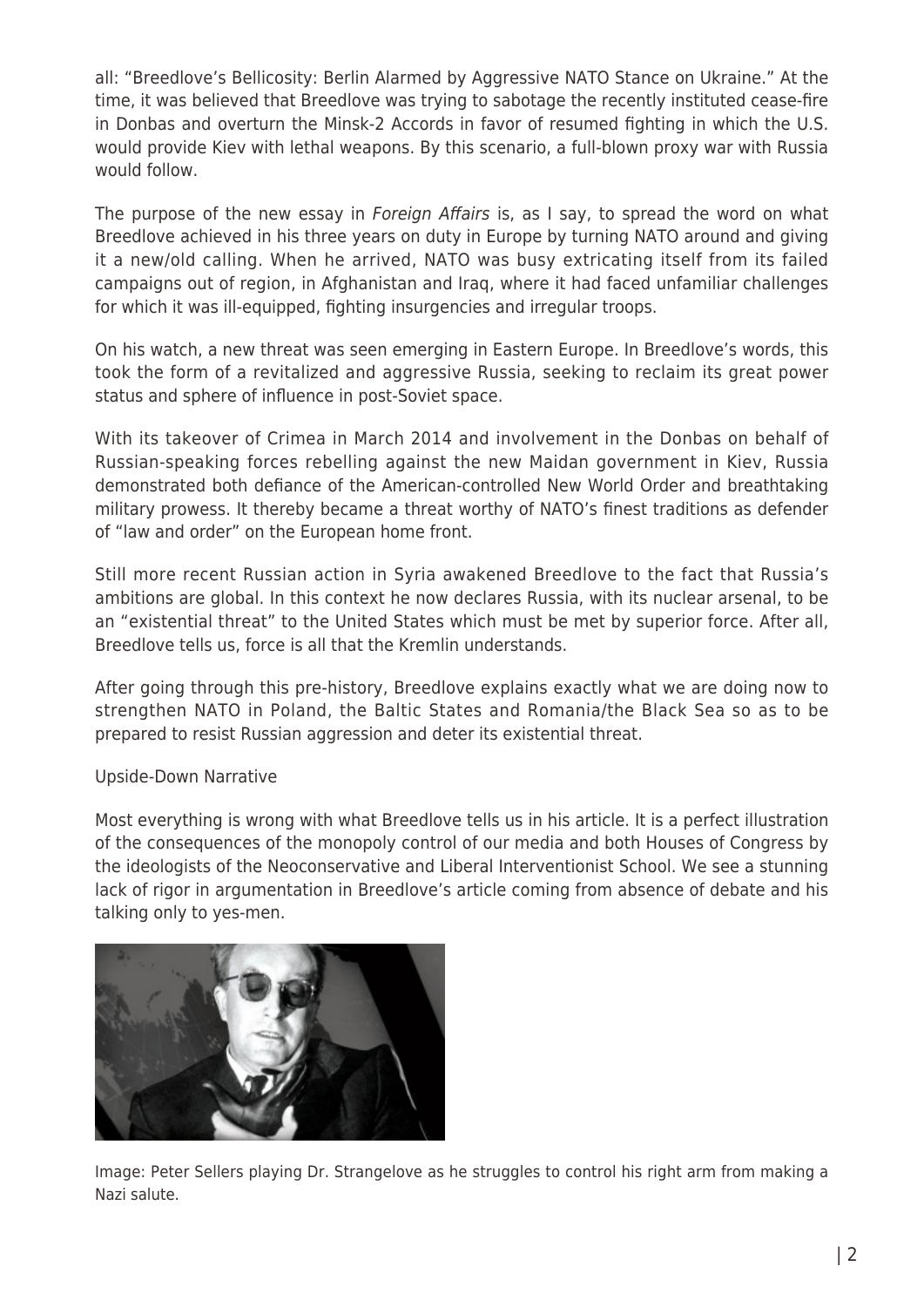all: "Breedlove's Bellicosity: Berlin Alarmed by Aggressive NATO Stance on Ukraine." At the time, it was believed that Breedlove was trying to sabotage the recently instituted cease-fire in Donbas and overturn the Minsk-2 Accords in favor of resumed fighting in which the U.S. would provide Kiev with lethal weapons. By this scenario, a full-blown proxy war with Russia would follow.

The purpose of the new essay in *Foreign Affairs* is, as I say, to spread the word on what Breedlove achieved in his three years on duty in Europe by turning NATO around and giving it a new/old calling. When he arrived, NATO was busy extricating itself from its failed campaigns out of region, in Afghanistan and Iraq, where it had faced unfamiliar challenges for which it was ill-equipped, fighting insurgencies and irregular troops.

On his watch, a new threat was seen emerging in Eastern Europe. In Breedlove's words, this took the form of a revitalized and aggressive Russia, seeking to reclaim its great power status and sphere of influence in post-Soviet space.

With its takeover of Crimea in March 2014 and involvement in the Donbas on behalf of Russian-speaking forces rebelling against the new Maidan government in Kiev, Russia demonstrated both defiance of the American-controlled New World Order and breathtaking military prowess. It thereby became a threat worthy of NATO's finest traditions as defender of "law and order" on the European home front.

Still more recent Russian action in Syria awakened Breedlove to the fact that Russia's ambitions are global. In this context he now declares Russia, with its nuclear arsenal, to be an "existential threat" to the United States which must be met by superior force. After all, Breedlove tells us, force is all that the Kremlin understands.

After going through this pre-history, Breedlove explains exactly what we are doing now to strengthen NATO in Poland, the Baltic States and Romania/the Black Sea so as to be prepared to resist Russian aggression and deter its existential threat.

Upside-Down Narrative

Most everything is wrong with what Breedlove tells us in his article. It is a perfect illustration of the consequences of the monopoly control of our media and both Houses of Congress by the ideologists of the Neoconservative and Liberal Interventionist School. We see a stunning lack of rigor in argumentation in Breedlove's article coming from absence of debate and his talking only to yes-men.

Image: Peter Sellers playing Dr. Strangelove as he struggles to control his right arm from making a Nazi salute.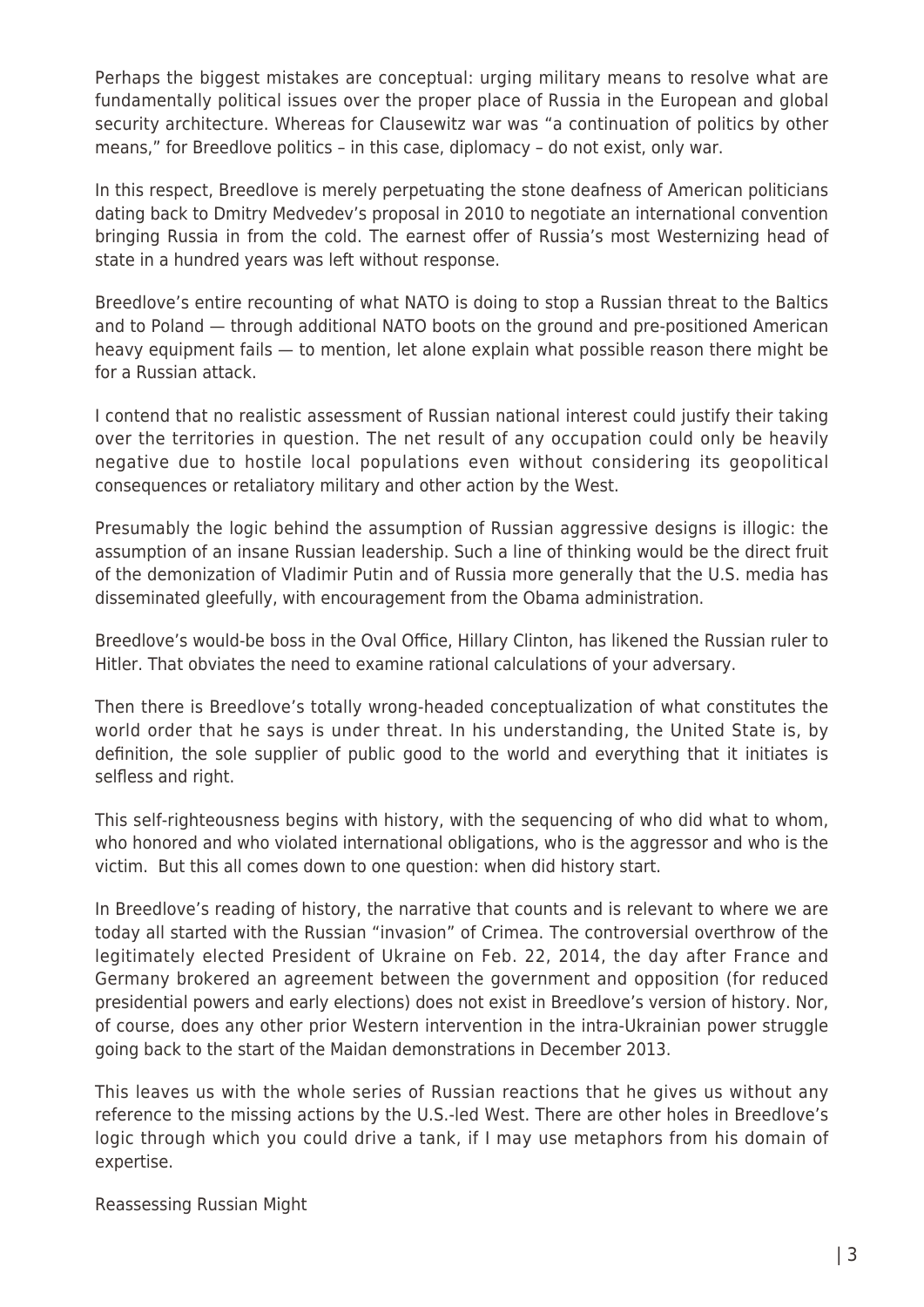Perhaps the biggest mistakes are conceptual: urging military means to resolve what are fundamentally political issues over the proper place of Russia in the European and global security architecture. Whereas for Clausewitz war was "a continuation of politics by other means," for Breedlove politics – in this case, diplomacy – do not exist, only war.

In this respect, Breedlove is merely perpetuating the stone deafness of American politicians dating back to Dmitry Medvedev's proposal in 2010 to negotiate an international convention bringing Russia in from the cold. The earnest offer of Russia's most Westernizing head of state in a hundred years was left without response.

Breedlove's entire recounting of what NATO is doing to stop a Russian threat to the Baltics and to Poland — through additional NATO boots on the ground and pre-positioned American heavy equipment fails — to mention, let alone explain what possible reason there might be for a Russian attack.

I contend that no realistic assessment of Russian national interest could justify their taking over the territories in question. The net result of any occupation could only be heavily negative due to hostile local populations even without considering its geopolitical consequences or retaliatory military and other action by the West.

Presumably the logic behind the assumption of Russian aggressive designs is illogic: the assumption of an insane Russian leadership. Such a line of thinking would be the direct fruit of the demonization of Vladimir Putin and of Russia more generally that the U.S. media has disseminated gleefully, with encouragement from the Obama administration.

Breedlove's would-be boss in the Oval Office, Hillary Clinton, has likened the Russian ruler to Hitler. That obviates the need to examine rational calculations of your adversary.

Then there is Breedlove's totally wrong-headed conceptualization of what constitutes the world order that he says is under threat. In his understanding, the United State is, by definition, the sole supplier of public good to the world and everything that it initiates is selfless and right.

This self-righteousness begins with history, with the sequencing of who did what to whom, who honored and who violated international obligations, who is the aggressor and who is the victim. But this all comes down to one question: when did history start.

In Breedlove's reading of history, the narrative that counts and is relevant to where we are today all started with the Russian "invasion" of Crimea. The controversial overthrow of the legitimately elected President of Ukraine on Feb. 22, 2014, the day after France and Germany brokered an agreement between the government and opposition (for reduced presidential powers and early elections) does not exist in Breedlove's version of history. Nor, of course, does any other prior Western intervention in the intra-Ukrainian power struggle going back to the start of the Maidan demonstrations in December 2013.

This leaves us with the whole series of Russian reactions that he gives us without any reference to the missing actions by the U.S.-led West. There are other holes in Breedlove's logic through which you could drive a tank, if I may use metaphors from his domain of expertise.

## Reassessing Russian Might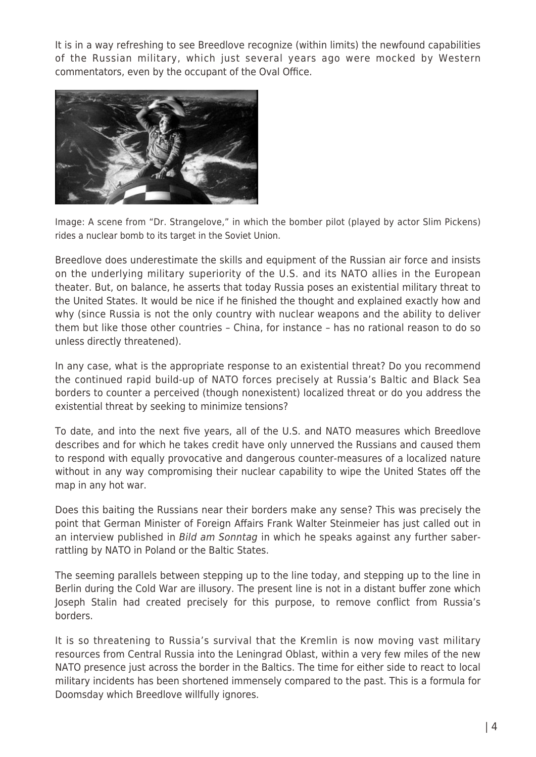It is in a way refreshing to see Breedlove recognize (within limits) the newfound capabilities of the Russian military, which just several years ago were mocked by Western commentators, even by the occupant of the Oval Office.

Image: A scene from "Dr. Strangelove," in which the bomber pilot (played by actor Slim Pickens) rides a nuclear bomb to its target in the Soviet Union.

Breedlove does underestimate the skills and equipment of the Russian air force and insists on the underlying military superiority of the U.S. and its NATO allies in the European theater. But, on balance, he asserts that today Russia poses an existential military threat to the United States. It would be nice if he finished the thought and explained exactly how and why (since Russia is not the only country with nuclear weapons and the ability to deliver them but like those other countries – China, for instance – has no rational reason to do so unless directly threatened).

In any case, what is the appropriate response to an existential threat? Do you recommend the continued rapid build-up of NATO forces precisely at Russia's Baltic and Black Sea borders to counter a perceived (though nonexistent) localized threat or do you address the existential threat by seeking to minimize tensions?

To date, and into the next five years, all of the U.S. and NATO measures which Breedlove describes and for which he takes credit have only unnerved the Russians and caused them to respond with equally provocative and dangerous counter-measures of a localized nature without in any way compromising their nuclear capability to wipe the United States off the map in any hot war.

Does this baiting the Russians near their borders make any sense? This was precisely the point that German Minister of Foreign Affairs Frank Walter Steinmeier has just called out in an interview published in *Bild am Sonntag* in which he speaks against any further saber-rattling by NATO in Poland or the Baltic States.

The seeming parallels between stepping up to the line today, and stepping up to the line in Berlin during the Cold War are illusory. The present line is not in a distant buffer zone which Joseph Stalin had created precisely for this purpose, to remove conflict from Russia's borders.

It is so threatening to Russia's survival that the Kremlin is now moving vast military resources from Central Russia into the Leningrad Oblast, within a very few miles of the new NATO presence just across the border in the Baltics. The time for either side to react to local military incidents has been shortened immensely compared to the past. This is a formula for Doomsday which Breedlove willfully ignores.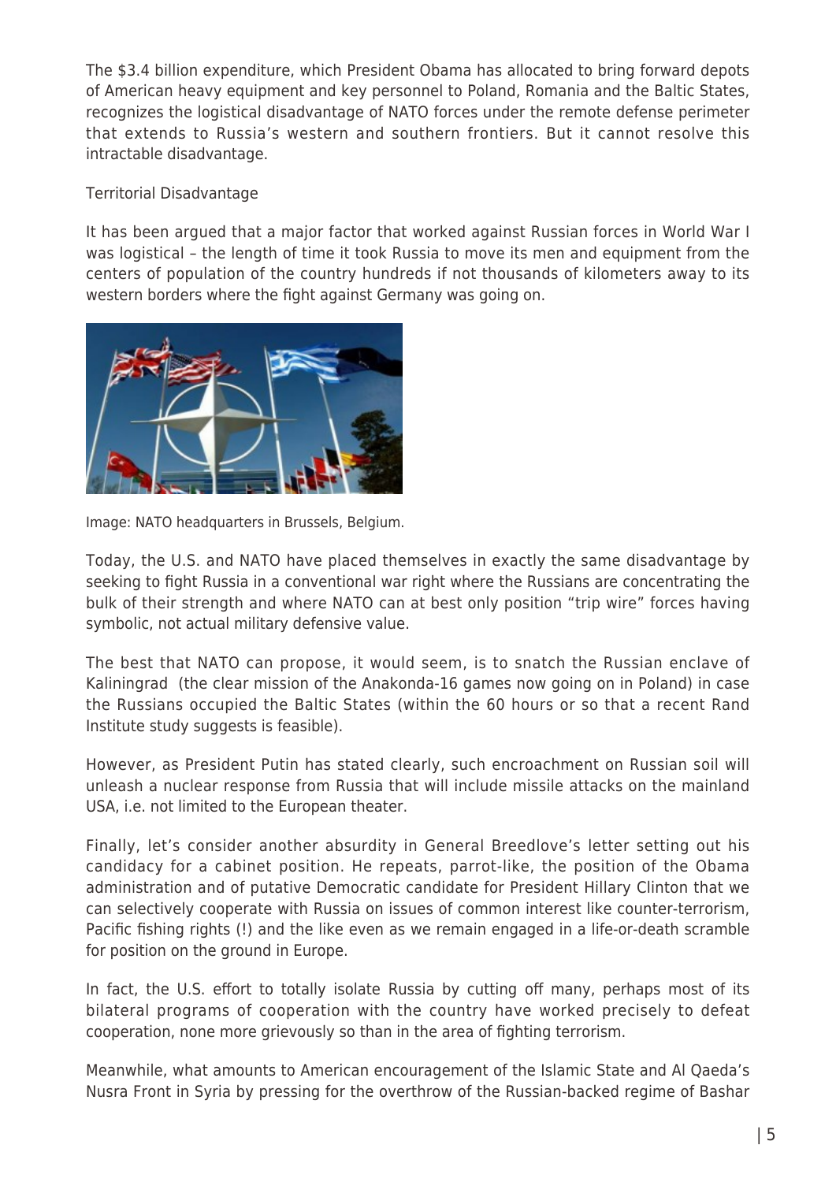The $3.4 billion expenditure, which President Obama has allocated to bring forward depots of American heavy equipment and key personnel to Poland, Romania and the Baltic States, recognizes the logistical disadvantage of NATO forces under the remote defense perimeter that extends to Russia's western and southern frontiers. But it cannot resolve this intractable disadvantage.

## Territorial Disadvantage

It has been argued that a major factor that worked against Russian forces in World War I was logistical – the length of time it took Russia to move its men and equipment from the centers of population of the country hundreds if not thousands of kilometers away to its western borders where the fight against Germany was going on.

Image: NATO headquarters in Brussels, Belgium.

Today, the U.S. and NATO have placed themselves in exactly the same disadvantage by seeking to fight Russia in a conventional war right where the Russians are concentrating the bulk of their strength and where NATO can at best only position "trip wire" forces having symbolic, not actual military defensive value.

The best that NATO can propose, it would seem, is to snatch the Russian enclave of Kaliningrad (the clear mission of the Anakonda-16 games now going on in Poland) in case the Russians occupied the Baltic States (within the 60 hours or so that a recent Rand Institute study suggests is feasible).

However, as President Putin has stated clearly, such encroachment on Russian soil will unleash a nuclear response from Russia that will include missile attacks on the mainland USA, i.e. not limited to the European theater.

Finally, let's consider another absurdity in General Breedlove's letter setting out his candidacy for a cabinet position. He repeats, parrot-like, the position of the Obama administration and of putative Democratic candidate for President Hillary Clinton that we can selectively cooperate with Russia on issues of common interest like counter-terrorism, Pacific fishing rights (!) and the like even as we remain engaged in a life-or-death scramble for position on the ground in Europe.

In fact, the U.S. effort to totally isolate Russia by cutting off many, perhaps most of its bilateral programs of cooperation with the country have worked precisely to defeat cooperation, none more grievously so than in the area of fighting terrorism.

Meanwhile, what amounts to American encouragement of the Islamic State and Al Qaeda's Nusra Front in Syria by pressing for the overthrow of the Russian-backed regime of Bashar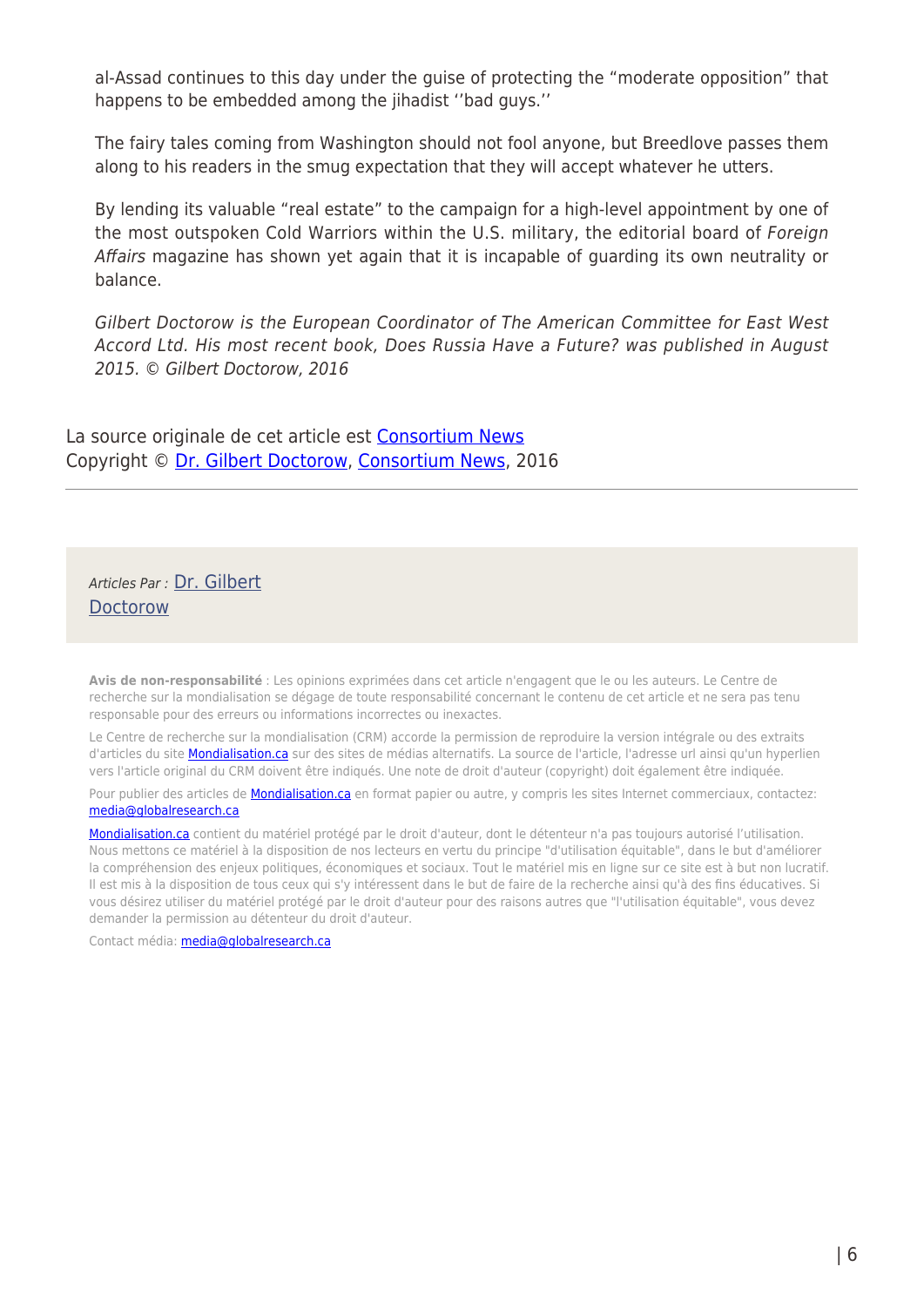al-Assad continues to this day under the guise of protecting the "moderate opposition" that happens to be embedded among the jihadist ''bad guys.''

The fairy tales coming from Washington should not fool anyone, but Breedlove passes them along to his readers in the smug expectation that they will accept whatever he utters.

By lending its valuable "real estate" to the campaign for a high-level appointment by one of the most outspoken Cold Warriors within the U.S. military, the editorial board of *Foreign Affairs* magazine has shown yet again that it is incapable of guarding its own neutrality or balance.

*Gilbert Doctorow is the European Coordinator of The American Committee for East West Accord Ltd. His most recent book, Does Russia Have a Future? was published in August 2015. © Gilbert Doctorow, 2016*

La source originale de cet article est Consortium News
Copyright © Dr. Gilbert Doctorow, Consortium News, 2016

---

*Articles Par :* Dr. Gilbert Doctorow

**Avis de non-responsabilité** : Les opinions exprimées dans cet article n'engagent que le ou les auteurs. Le Centre de recherche sur la mondialisation se dégage de toute responsabilité concernant le contenu de cet article et ne sera pas tenu responsable pour des erreurs ou informations incorrectes ou inexactes.

Le Centre de recherche sur la mondialisation (CRM) accorde la permission de reproduire la version intégrale ou des extraits d'articles du site Mondialisation.ca sur des sites de médias alternatifs. La source de l'article, l'adresse url ainsi qu'un hyperlien vers l'article original du CRM doivent être indiqués. Une note de droit d'auteur (copyright) doit également être indiquée.

Pour publier des articles de Mondialisation.ca en format papier ou autre, y compris les sites Internet commerciaux, contactez: media@globalresearch.ca

Mondialisation.ca contient du matériel protégé par le droit d'auteur, dont le détenteur n'a pas toujours autorisé l'utilisation. Nous mettons ce matériel à la disposition de nos lecteurs en vertu du principe "d'utilisation équitable", dans le but d'améliorer la compréhension des enjeux politiques, économiques et sociaux. Tout le matériel mis en ligne sur ce site est à but non lucratif. Il est mis à la disposition de tous ceux qui s'y intéressent dans le but de faire de la recherche ainsi qu'à des fins éducatives. Si vous désirez utiliser du matériel protégé par le droit d'auteur pour des raisons autres que "l'utilisation équitable", vous devez demander la permission au détenteur du droit d'auteur.

Contact média: media@globalresearch.ca